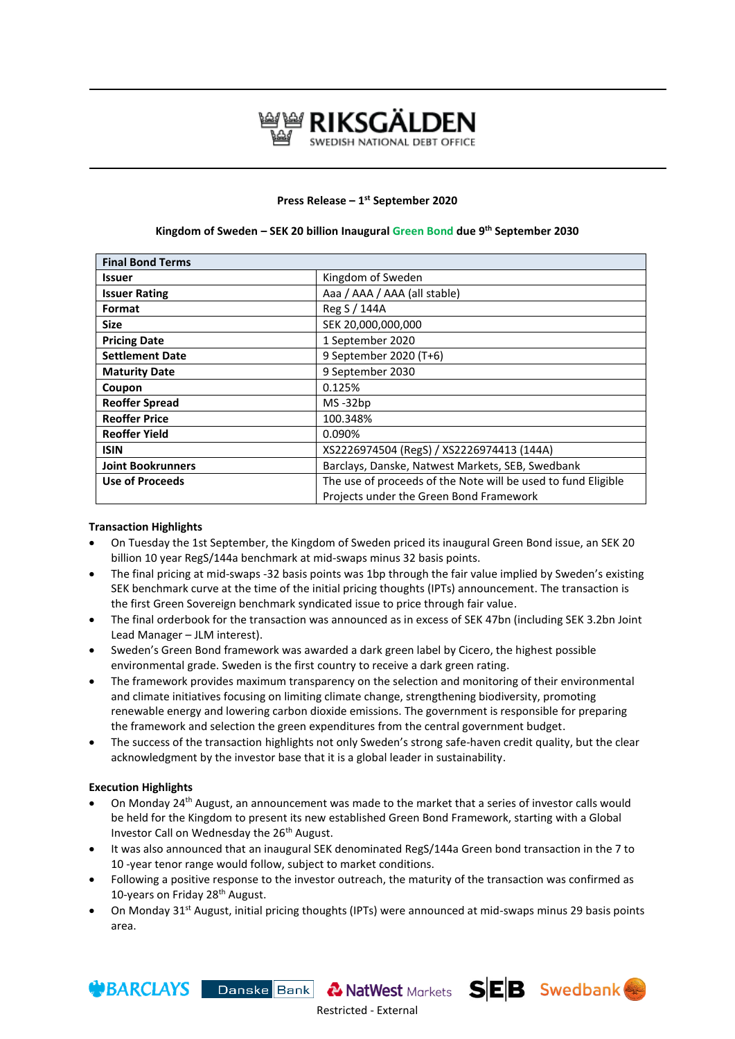# RIKSGÄLDEN

SWEDISH NATIONAL DEBT OFFICE

**Press Release – 1st September 2020**

**Kingdom of Sweden – SEK 20 billion Inaugural Green Bond due 9th September 2030**

| Final Bond Terms | |
|---|---|
| **Issuer** | Kingdom of Sweden |
| **Issuer Rating** | Aaa / AAA / AAA (all stable) |
| **Format** | Reg S / 144A |
| **Size** | SEK 20,000,000,000 |
| **Pricing Date** | 1 September 2020 |
| **Settlement Date** | 9 September 2020 (T+6) |
| **Maturity Date** | 9 September 2030 |
| **Coupon** | 0.125% |
| **Reoffer Spread** | MS -32bp |
| **Reoffer Price** | 100.348% |
| **Reoffer Yield** | 0.090% |
| **ISIN** | XS2226974504 (RegS) / XS2226974413 (144A) |
| **Joint Bookrunners** | Barclays, Danske, Natwest Markets, SEB, Swedbank |
| **Use of Proceeds** | The use of proceeds of the Note will be used to fund Eligible Projects under the Green Bond Framework |

**Transaction Highlights**

- On Tuesday the 1st September, the Kingdom of Sweden priced its inaugural Green Bond issue, an SEK 20 billion 10 year RegS/144a benchmark at mid-swaps minus 32 basis points.
- The final pricing at mid-swaps -32 basis points was 1bp through the fair value implied by Sweden's existing SEK benchmark curve at the time of the initial pricing thoughts (IPTs) announcement. The transaction is the first Green Sovereign benchmark syndicated issue to price through fair value.
- The final orderbook for the transaction was announced as in excess of SEK 47bn (including SEK 3.2bn Joint Lead Manager – JLM interest).
- Sweden's Green Bond framework was awarded a dark green label by Cicero, the highest possible environmental grade. Sweden is the first country to receive a dark green rating.
- The framework provides maximum transparency on the selection and monitoring of their environmental and climate initiatives focusing on limiting climate change, strengthening biodiversity, promoting renewable energy and lowering carbon dioxide emissions. The government is responsible for preparing the framework and selection the green expenditures from the central government budget.
- The success of the transaction highlights not only Sweden's strong safe-haven credit quality, but the clear acknowledgment by the investor base that it is a global leader in sustainability.

**Execution Highlights**

- On Monday 24th August, an announcement was made to the market that a series of investor calls would be held for the Kingdom to present its new established Green Bond Framework, starting with a Global Investor Call on Wednesday the 26th August.
- It was also announced that an inaugural SEK denominated RegS/144a Green bond transaction in the 7 to 10 -year tenor range would follow, subject to market conditions.
- Following a positive response to the investor outreach, the maturity of the transaction was confirmed as 10-years on Friday 28th August.
- On Monday 31st August, initial pricing thoughts (IPTs) were announced at mid-swaps minus 29 basis points area.

BARCLAYS Danske Bank NatWest Markets SEB Swedbank

Restricted - External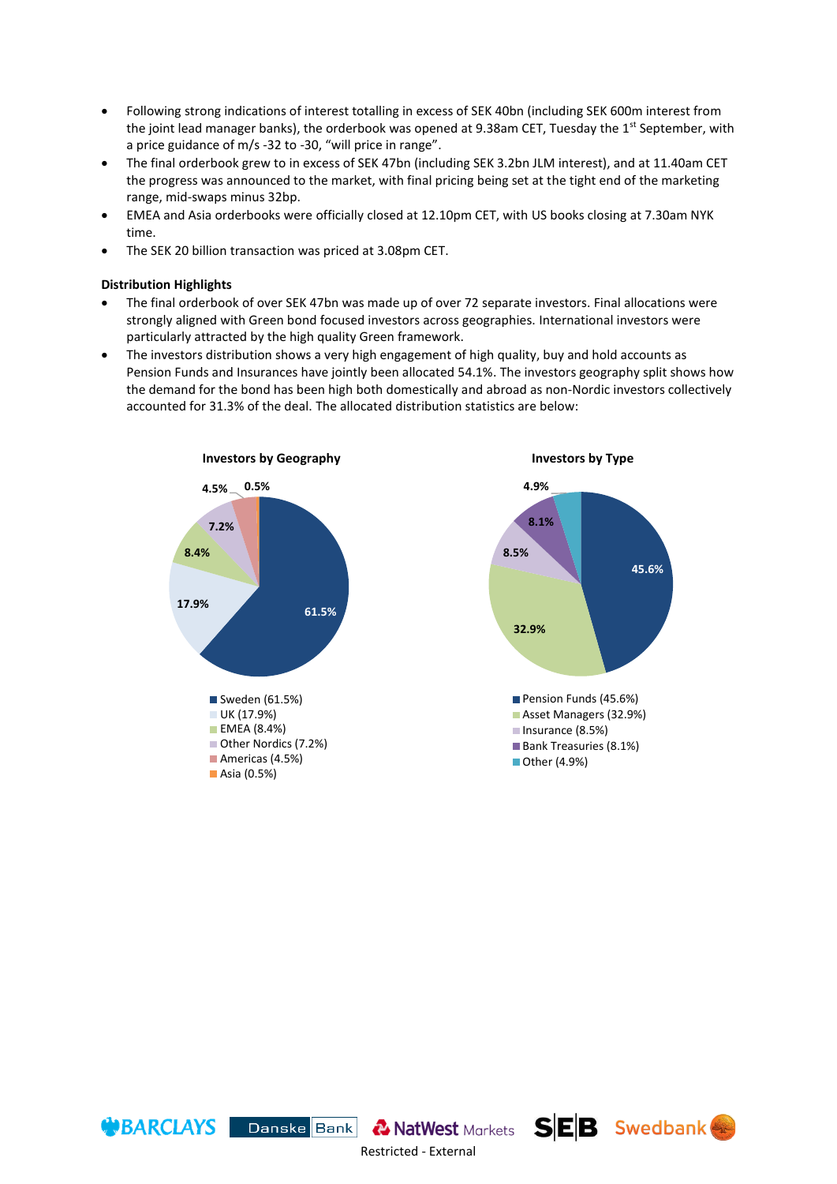- Following strong indications of interest totalling in excess of SEK 40bn (including SEK 600m interest from the joint lead manager banks), the orderbook was opened at 9.38am CET, Tuesday the 1st September, with a price guidance of m/s -32 to -30, "will price in range".
- The final orderbook grew to in excess of SEK 47bn (including SEK 3.2bn JLM interest), and at 11.40am CET the progress was announced to the market, with final pricing being set at the tight end of the marketing range, mid-swaps minus 32bp.
- EMEA and Asia orderbooks were officially closed at 12.10pm CET, with US books closing at 7.30am NYK time.
- The SEK 20 billion transaction was priced at 3.08pm CET.

**Distribution Highlights**

- The final orderbook of over SEK 47bn was made up of over 72 separate investors. Final allocations were strongly aligned with Green bond focused investors across geographies. International investors were particularly attracted by the high quality Green framework.
- The investors distribution shows a very high engagement of high quality, buy and hold accounts as Pension Funds and Insurances have jointly been allocated 54.1%. The investors geography split shows how the demand for the bond has been high both domestically and abroad as non-Nordic investors collectively accounted for 31.3% of the deal. The allocated distribution statistics are below:

**Investors by Geography**

4.5%
0.5%
7.2%
8.4%
17.9%
61.5%

Sweden (61.5%)
UK (17.9%)
EMEA (8.4%)
Other Nordics (7.2%)
Americas (4.5%)
Asia (0.5%)

**Investors by Type**

4.9%
8.1%
8.5%
45.6%
32.9%

Pension Funds (45.6%)
Asset Managers (32.9%)
Insurance (8.5%)
Bank Treasuries (8.1%)
Other (4.9%)

BARCLAYS Danske Bank NatWest Markets SEB Swedbank

Restricted - External